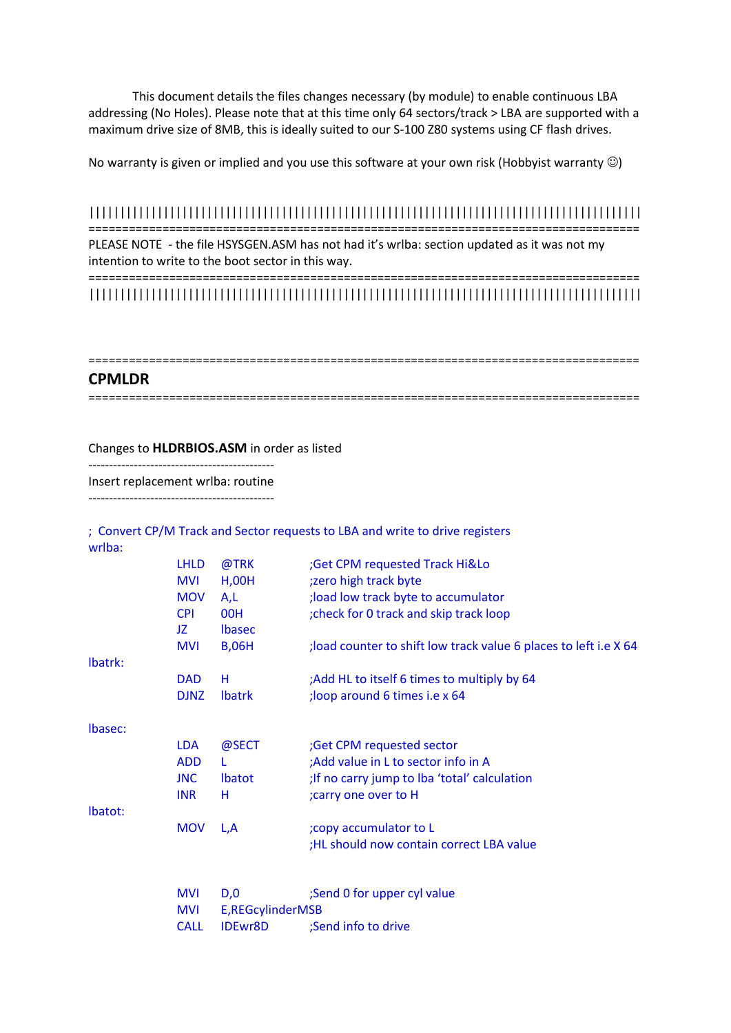This document details the files changes necessary (by module) to enable continuous LBA addressing (No Holes). Please note that at this time only 64 sectors/track > LBA are supported with a maximum drive size of 8MB, this is ideally suited to our S-100 Z80 systems using CF flash drives.

No warranty is given or implied and you use this software at your own risk (Hobbyist warranty ☺)

||||||||||||||||||||||||||||||||||||||||||||||||||||||||||||||||||||||||||||||||||||||||||||
================================================================================
PLEASE NOTE - the file HSYSGEN.ASM has not had it's wrlba: section updated as it was not my intention to write to the boot sector in this way.
================================================================================
||||||||||||||||||||||||||||||||||||||||||||||||||||||||||||||||||||||||||||||||||||||||||||

================================================================================
## CPMLDR
================================================================================

Changes to **HLDRBIOS.ASM** in order as listed

----------------------------------------------
Insert replacement wrlba: routine
----------------------------------------------

```
; Convert CP/M Track and Sector requests to LBA and write to drive registers
wrlba:
        LHLD    @TRK            ;Get CPM requested Track Hi&Lo
        MVI     H,00H           ;zero high track byte
        MOV     A,L             ;load low track byte to accumulator
        CPI     00H             ;check for 0 track and skip track loop
        JZ      lbasec
        MVI     B,06H           ;load counter to shift low track value 6 places to left i.e X 64
lbatrk:
        DAD     H               ;Add HL to itself 6 times to multiply by 64
        DJNZ    lbatrk          ;loop around 6 times i.e x 64

lbasec:
        LDA     @SECT           ;Get CPM requested sector
        ADD     L               ;Add value in L to sector info in A
        JNC     lbatot          ;If no carry jump to lba 'total' calculation
        INR     H               ;carry one over to H
lbatot:
        MOV     L,A             ;copy accumulator to L
                                ;HL should now contain correct LBA value


        MVI     D,0             ;Send 0 for upper cyl value
        MVI     E,REGcylinderMSB
        CALL    IDEwr8D         ;Send info to drive
```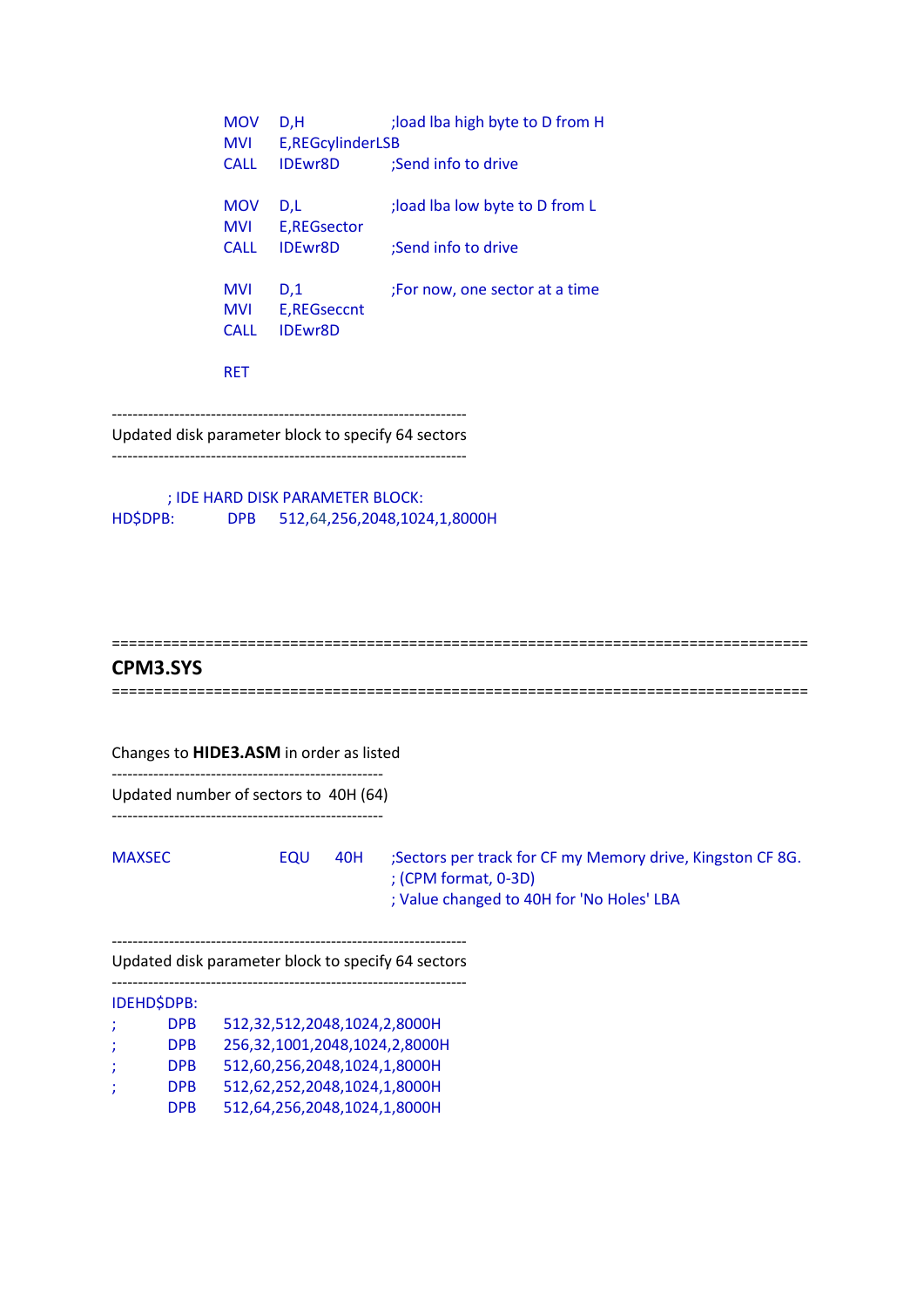```
        MOV   D,H            ;load lba high byte to D from H
        MVI   E,REGcylinderLSB
        CALL  IDEwr8D        ;Send info to drive

        MOV   D,L            ;load lba low byte to D from L
        MVI   E,REGsector
        CALL  IDEwr8D        ;Send info to drive

        MVI   D,1            ;For now, one sector at a time
        MVI   E,REGseccnt
        CALL  IDEwr8D

        RET
```

--------------------------------------------------------------------

Updated disk parameter block to specify 64 sectors

--------------------------------------------------------------------

```
        ; IDE HARD DISK PARAMETER BLOCK:
HD$DPB:     DPB   512,64,256,2048,1024,1,8000H
```

=====================================================================

## CPM3.SYS

=====================================================================

Changes to **HIDE3.ASM** in order as listed

----------------------------------------------------

Updated number of sectors to 40H (64)

----------------------------------------------------

```
MAXSEC          EQU   40H    ;Sectors per track for CF my Memory drive, Kingston CF 8G.
                             ; (CPM format, 0-3D)
                             ; Value changed to 40H for 'No Holes' LBA
```

--------------------------------------------------------------------

Updated disk parameter block to specify 64 sectors

--------------------------------------------------------------------

```
IDEHD$DPB:
;       DPB   512,32,512,2048,1024,2,8000H
;       DPB   256,32,1001,2048,1024,2,8000H
;       DPB   512,60,256,2048,1024,1,8000H
;       DPB   512,62,252,2048,1024,1,8000H
        DPB   512,64,256,2048,1024,1,8000H
```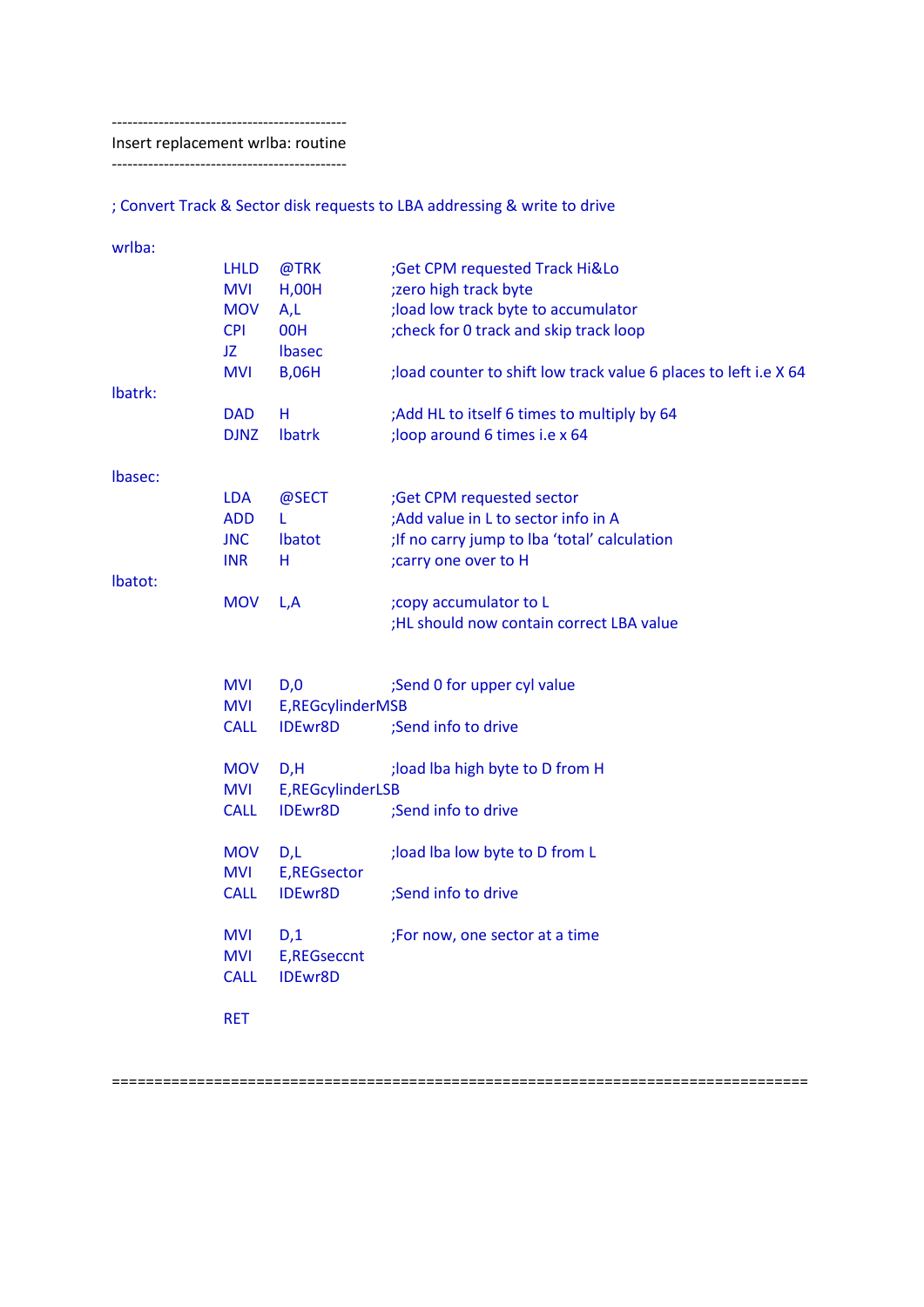---------------------------------------------

Insert replacement wrlba: routine

---------------------------------------------

```
; Convert Track & Sector disk requests to LBA addressing & write to drive

wrlba:
        LHLD    @TRK            ;Get CPM requested Track Hi&Lo
        MVI     H,00H           ;zero high track byte
        MOV     A,L             ;load low track byte to accumulator
        CPI     00H             ;check for 0 track and skip track loop
        JZ      lbasec
        MVI     B,06H           ;load counter to shift low track value 6 places to left i.e X 64
lbatrk:
        DAD     H               ;Add HL to itself 6 times to multiply by 64
        DJNZ    lbatrk          ;loop around 6 times i.e x 64

lbasec:
        LDA     @SECT           ;Get CPM requested sector
        ADD     L               ;Add value in L to sector info in A
        JNC     lbatot          ;If no carry jump to lba 'total' calculation
        INR     H               ;carry one over to H
lbatot:
        MOV     L,A             ;copy accumulator to L
                                ;HL should now contain correct LBA value


        MVI     D,0             ;Send 0 for upper cyl value
        MVI     E,REGcylinderMSB
        CALL    IDEwr8D         ;Send info to drive

        MOV     D,H             ;load lba high byte to D from H
        MVI     E,REGcylinderLSB
        CALL    IDEwr8D         ;Send info to drive

        MOV     D,L             ;load lba low byte to D from L
        MVI     E,REGsector
        CALL    IDEwr8D         ;Send info to drive

        MVI     D,1             ;For now, one sector at a time
        MVI     E,REGseccnt
        CALL    IDEwr8D

        RET
```

================================================================================